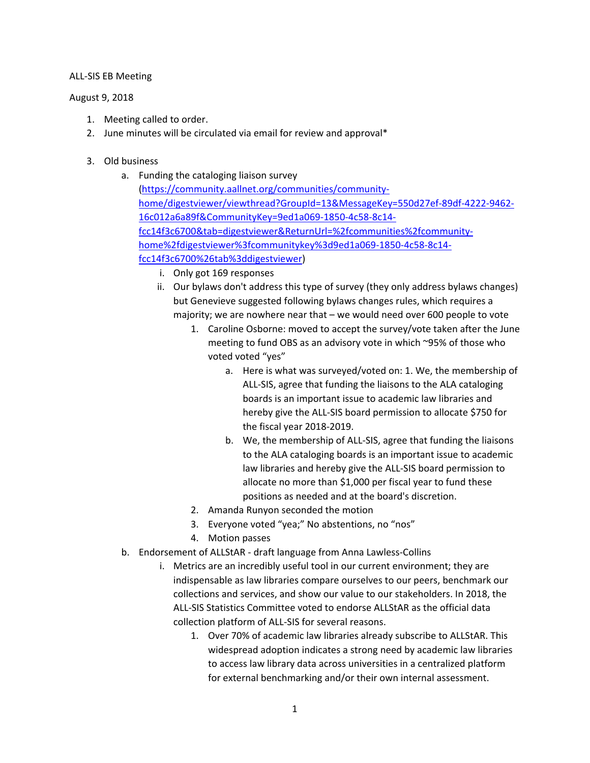ALL-SIS EB Meeting

August 9, 2018

1. Meeting called to order.
2. June minutes will be circulated via email for review and approval*

3. Old business
   a. Funding the cataloging liaison survey ([https://community.aallnet.org/communities/community-home/digestviewer/viewthread?GroupId=13&MessageKey=550d27ef-89df-4222-9462-16c012a6a89f&CommunityKey=9ed1a069-1850-4c58-8c14-fcc14f3c6700&tab=digestviewer&ReturnUrl=%2fcommunities%2fcommunity-home%2fdigestviewer%3fcommunitykey%3d9ed1a069-1850-4c58-8c14-fcc14f3c6700%26tab%3ddigestviewer](https://community.aallnet.org/communities/community-home/digestviewer/viewthread?GroupId=13&MessageKey=550d27ef-89df-4222-9462-16c012a6a89f&CommunityKey=9ed1a069-1850-4c58-8c14-fcc14f3c6700&tab=digestviewer&ReturnUrl=%2fcommunities%2fcommunity-home%2fdigestviewer%3fcommunitykey%3d9ed1a069-1850-4c58-8c14-fcc14f3c6700%26tab%3ddigestviewer))
      i. Only got 169 responses
      ii. Our bylaws don't address this type of survey (they only address bylaws changes) but Genevieve suggested following bylaws changes rules, which requires a majority; we are nowhere near that – we would need over 600 people to vote
         1. Caroline Osborne: moved to accept the survey/vote taken after the June meeting to fund OBS as an advisory vote in which ~95% of those who voted voted "yes"
            a. Here is what was surveyed/voted on: 1. We, the membership of ALL-SIS, agree that funding the liaisons to the ALA cataloging boards is an important issue to academic law libraries and hereby give the ALL-SIS board permission to allocate $750 for the fiscal year 2018-2019.
            b. We, the membership of ALL-SIS, agree that funding the liaisons to the ALA cataloging boards is an important issue to academic law libraries and hereby give the ALL-SIS board permission to allocate no more than $1,000 per fiscal year to fund these positions as needed and at the board's discretion.
         2. Amanda Runyon seconded the motion
         3. Everyone voted "yea;" No abstentions, no "nos"
         4. Motion passes
   b. Endorsement of ALLStAR - draft language from Anna Lawless-Collins
      i. Metrics are an incredibly useful tool in our current environment; they are indispensable as law libraries compare ourselves to our peers, benchmark our collections and services, and show our value to our stakeholders. In 2018, the ALL-SIS Statistics Committee voted to endorse ALLStAR as the official data collection platform of ALL-SIS for several reasons.
         1. Over 70% of academic law libraries already subscribe to ALLStAR. This widespread adoption indicates a strong need by academic law libraries to access law library data across universities in a centralized platform for external benchmarking and/or their own internal assessment.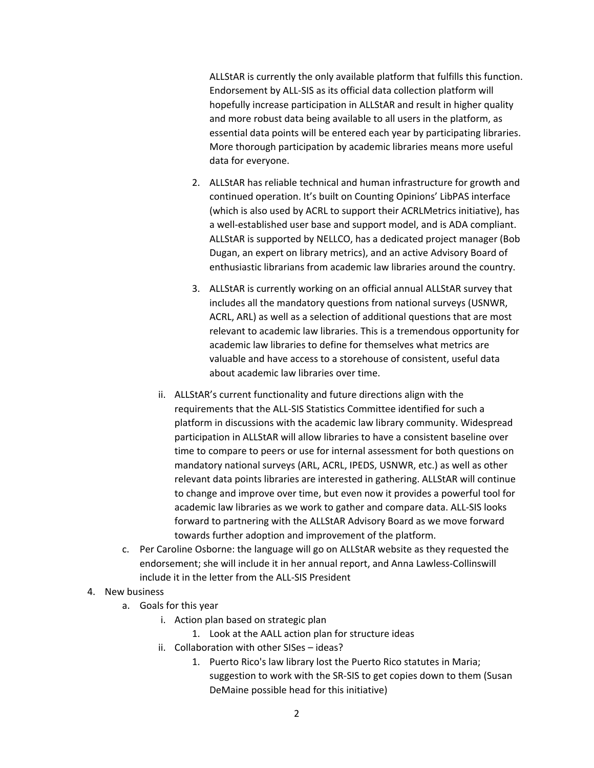ALLStAR is currently the only available platform that fulfills this function. Endorsement by ALL-SIS as its official data collection platform will hopefully increase participation in ALLStAR and result in higher quality and more robust data being available to all users in the platform, as essential data points will be entered each year by participating libraries. More thorough participation by academic libraries means more useful data for everyone.

2. ALLStAR has reliable technical and human infrastructure for growth and continued operation. It's built on Counting Opinions' LibPAS interface (which is also used by ACRL to support their ACRLMetrics initiative), has a well-established user base and support model, and is ADA compliant. ALLStAR is supported by NELLCO, has a dedicated project manager (Bob Dugan, an expert on library metrics), and an active Advisory Board of enthusiastic librarians from academic law libraries around the country.

3. ALLStAR is currently working on an official annual ALLStAR survey that includes all the mandatory questions from national surveys (USNWR, ACRL, ARL) as well as a selection of additional questions that are most relevant to academic law libraries. This is a tremendous opportunity for academic law libraries to define for themselves what metrics are valuable and have access to a storehouse of consistent, useful data about academic law libraries over time.

ii. ALLStAR's current functionality and future directions align with the requirements that the ALL-SIS Statistics Committee identified for such a platform in discussions with the academic law library community. Widespread participation in ALLStAR will allow libraries to have a consistent baseline over time to compare to peers or use for internal assessment for both questions on mandatory national surveys (ARL, ACRL, IPEDS, USNWR, etc.) as well as other relevant data points libraries are interested in gathering. ALLStAR will continue to change and improve over time, but even now it provides a powerful tool for academic law libraries as we work to gather and compare data. ALL-SIS looks forward to partnering with the ALLStAR Advisory Board as we move forward towards further adoption and improvement of the platform.

c. Per Caroline Osborne: the language will go on ALLStAR website as they requested the endorsement; she will include it in her annual report, and Anna Lawless-Collinswill include it in the letter from the ALL-SIS President

4. New business
   a. Goals for this year
      i. Action plan based on strategic plan
         1. Look at the AALL action plan for structure ideas
      ii. Collaboration with other SISes – ideas?
         1. Puerto Rico's law library lost the Puerto Rico statutes in Maria; suggestion to work with the SR-SIS to get copies down to them (Susan DeMaine possible head for this initiative)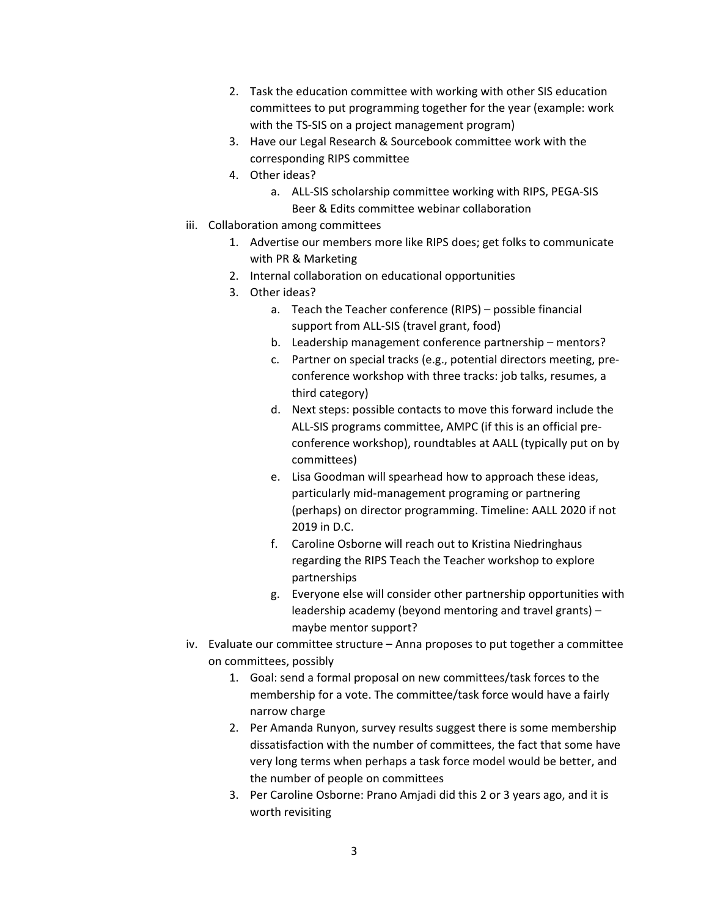2. Task the education committee with working with other SIS education committees to put programming together for the year (example: work with the TS-SIS on a project management program)
3. Have our Legal Research & Sourcebook committee work with the corresponding RIPS committee
4. Other ideas?
    a. ALL-SIS scholarship committee working with RIPS, PEGA-SIS Beer & Edits committee webinar collaboration

iii. Collaboration among committees

1. Advertise our members more like RIPS does; get folks to communicate with PR & Marketing
2. Internal collaboration on educational opportunities
3. Other ideas?
    a. Teach the Teacher conference (RIPS) – possible financial support from ALL-SIS (travel grant, food)
    b. Leadership management conference partnership – mentors?
    c. Partner on special tracks (e.g., potential directors meeting, pre-conference workshop with three tracks: job talks, resumes, a third category)
    d. Next steps: possible contacts to move this forward include the ALL-SIS programs committee, AMPC (if this is an official pre-conference workshop), roundtables at AALL (typically put on by committees)
    e. Lisa Goodman will spearhead how to approach these ideas, particularly mid-management programing or partnering (perhaps) on director programming. Timeline: AALL 2020 if not 2019 in D.C.
    f. Caroline Osborne will reach out to Kristina Niedringhaus regarding the RIPS Teach the Teacher workshop to explore partnerships
    g. Everyone else will consider other partnership opportunities with leadership academy (beyond mentoring and travel grants) – maybe mentor support?

iv. Evaluate our committee structure – Anna proposes to put together a committee on committees, possibly

1. Goal: send a formal proposal on new committees/task forces to the membership for a vote. The committee/task force would have a fairly narrow charge
2. Per Amanda Runyon, survey results suggest there is some membership dissatisfaction with the number of committees, the fact that some have very long terms when perhaps a task force model would be better, and the number of people on committees
3. Per Caroline Osborne: Prano Amjadi did this 2 or 3 years ago, and it is worth revisiting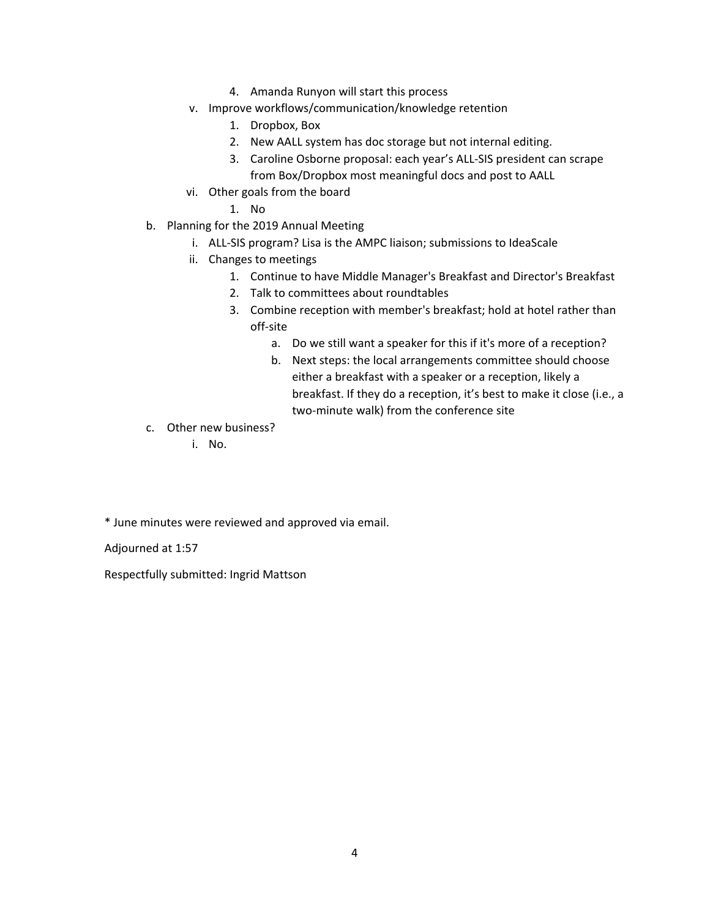4. Amanda Runyon will start this process
        v. Improve workflows/communication/knowledge retention
            1. Dropbox, Box
            2. New AALL system has doc storage but not internal editing.
            3. Caroline Osborne proposal: each year's ALL-SIS president can scrape from Box/Dropbox most meaningful docs and post to AALL
        vi. Other goals from the board
            1. No
    b. Planning for the 2019 Annual Meeting
        i. ALL-SIS program? Lisa is the AMPC liaison; submissions to IdeaScale
        ii. Changes to meetings
            1. Continue to have Middle Manager's Breakfast and Director's Breakfast
            2. Talk to committees about roundtables
            3. Combine reception with member's breakfast; hold at hotel rather than off-site
                a. Do we still want a speaker for this if it's more of a reception?
                b. Next steps: the local arrangements committee should choose either a breakfast with a speaker or a reception, likely a breakfast. If they do a reception, it's best to make it close (i.e., a two-minute walk) from the conference site
    c. Other new business?
        i. No.

* June minutes were reviewed and approved via email.

Adjourned at 1:57

Respectfully submitted: Ingrid Mattson